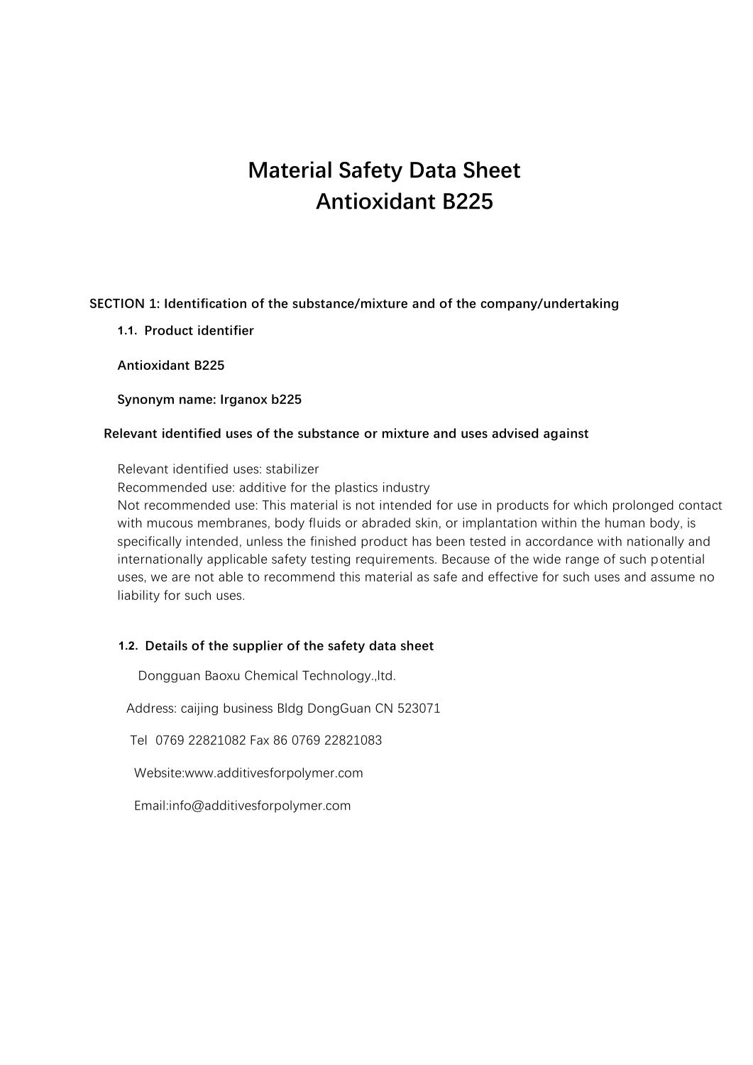# Material Safety Data Sheet
# Antioxidant B225

## SECTION 1: Identification of the substance/mixture and of the company/undertaking

### 1.1. Product identifier

**Antioxidant B225**

**Synonym name: Irganox b225**

### Relevant identified uses of the substance or mixture and uses advised against

Relevant identified uses: stabilizer
Recommended use: additive for the plastics industry
Not recommended use: This material is not intended for use in products for which prolonged contact with mucous membranes, body fluids or abraded skin, or implantation within the human body, is specifically intended, unless the finished product has been tested in accordance with nationally and internationally applicable safety testing requirements. Because of the wide range of such potential uses, we are not able to recommend this material as safe and effective for such uses and assume no liability for such uses.

### 1.2. Details of the supplier of the safety data sheet

Dongguan Baoxu Chemical Technology.,ltd.

Address: caijing business Bldg DongGuan CN 523071

Tel 0769 22821082 Fax 86 0769 22821083

Website:www.additivesforpolymer.com

Email:info@additivesforpolymer.com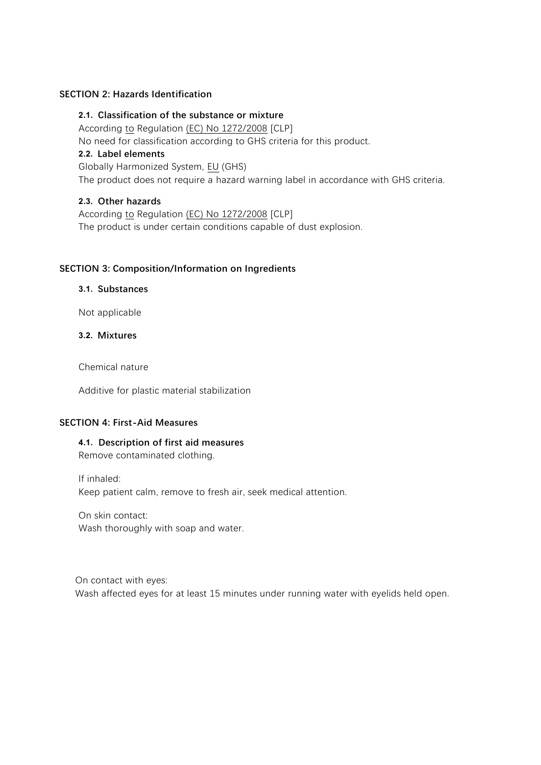## SECTION 2: Hazards Identification

### 2.1. Classification of the substance or mixture

According to Regulation (EC) No 1272/2008 [CLP]

No need for classification according to GHS criteria for this product.

### 2.2. Label elements

Globally Harmonized System, EU (GHS)

The product does not require a hazard warning label in accordance with GHS criteria.

### 2.3. Other hazards

According to Regulation (EC) No 1272/2008 [CLP]

The product is under certain conditions capable of dust explosion.

## SECTION 3: Composition/Information on Ingredients

### 3.1. Substances

Not applicable

### 3.2. Mixtures

Chemical nature

Additive for plastic material stabilization

## SECTION 4: First-Aid Measures

### 4.1. Description of first aid measures

Remove contaminated clothing.

If inhaled:
Keep patient calm, remove to fresh air, seek medical attention.

On skin contact:
Wash thoroughly with soap and water.

On contact with eyes:
Wash affected eyes for at least 15 minutes under running water with eyelids held open.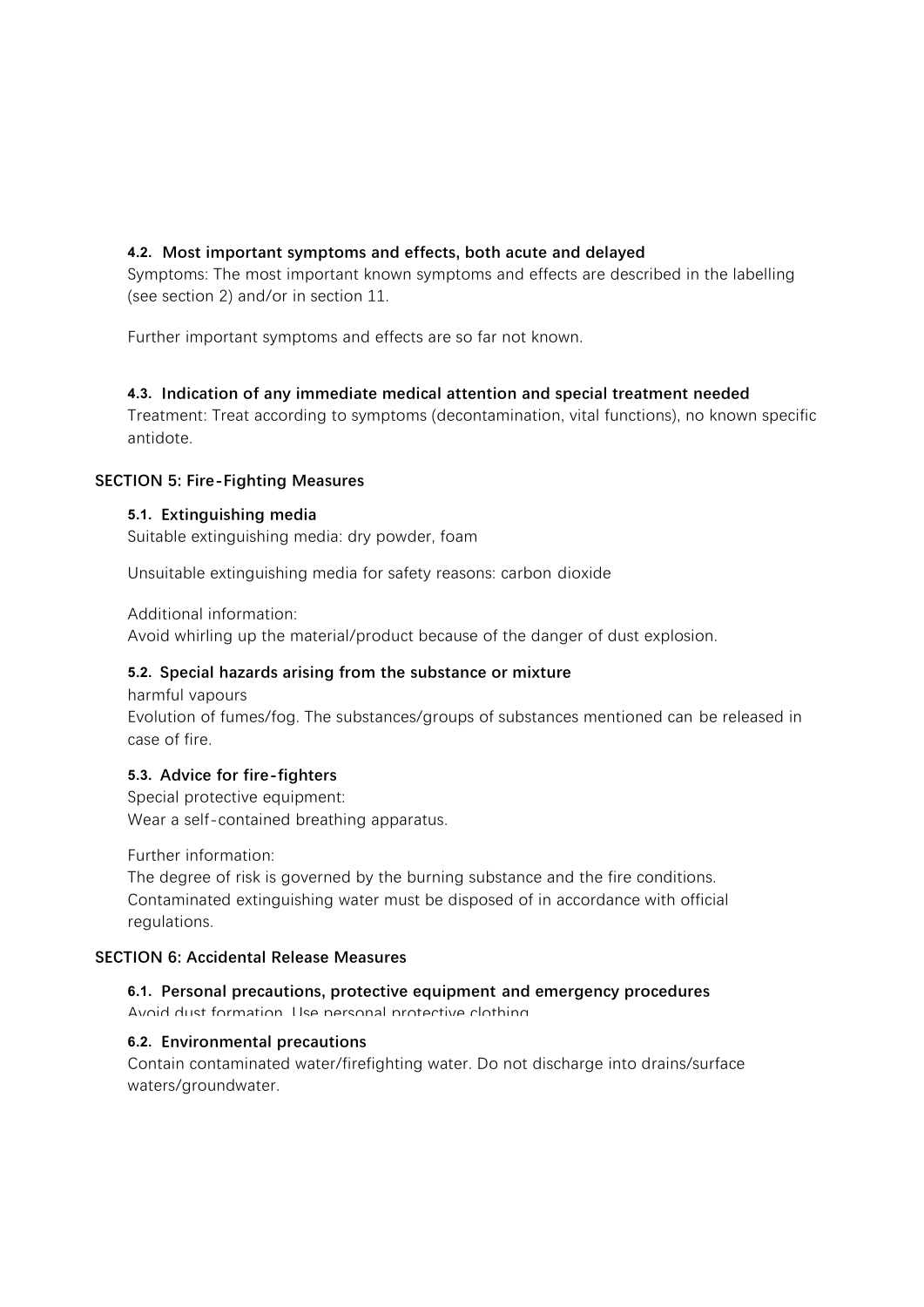### 4.2. Most important symptoms and effects, both acute and delayed

Symptoms: The most important known symptoms and effects are described in the labelling (see section 2) and/or in section 11.

Further important symptoms and effects are so far not known.

### 4.3. Indication of any immediate medical attention and special treatment needed

Treatment: Treat according to symptoms (decontamination, vital functions), no known specific antidote.

## SECTION 5: Fire-Fighting Measures

### 5.1. Extinguishing media

Suitable extinguishing media: dry powder, foam

Unsuitable extinguishing media for safety reasons: carbon dioxide

Additional information:
Avoid whirling up the material/product because of the danger of dust explosion.

### 5.2. Special hazards arising from the substance or mixture

harmful vapours
Evolution of fumes/fog. The substances/groups of substances mentioned can be released in case of fire.

### 5.3. Advice for fire-fighters

Special protective equipment:
Wear a self-contained breathing apparatus.

Further information:
The degree of risk is governed by the burning substance and the fire conditions. Contaminated extinguishing water must be disposed of in accordance with official regulations.

## SECTION 6: Accidental Release Measures

### 6.1. Personal precautions, protective equipment and emergency procedures

Avoid dust formation. Use personal protective clothing.

### 6.2. Environmental precautions

Contain contaminated water/firefighting water. Do not discharge into drains/surface waters/groundwater.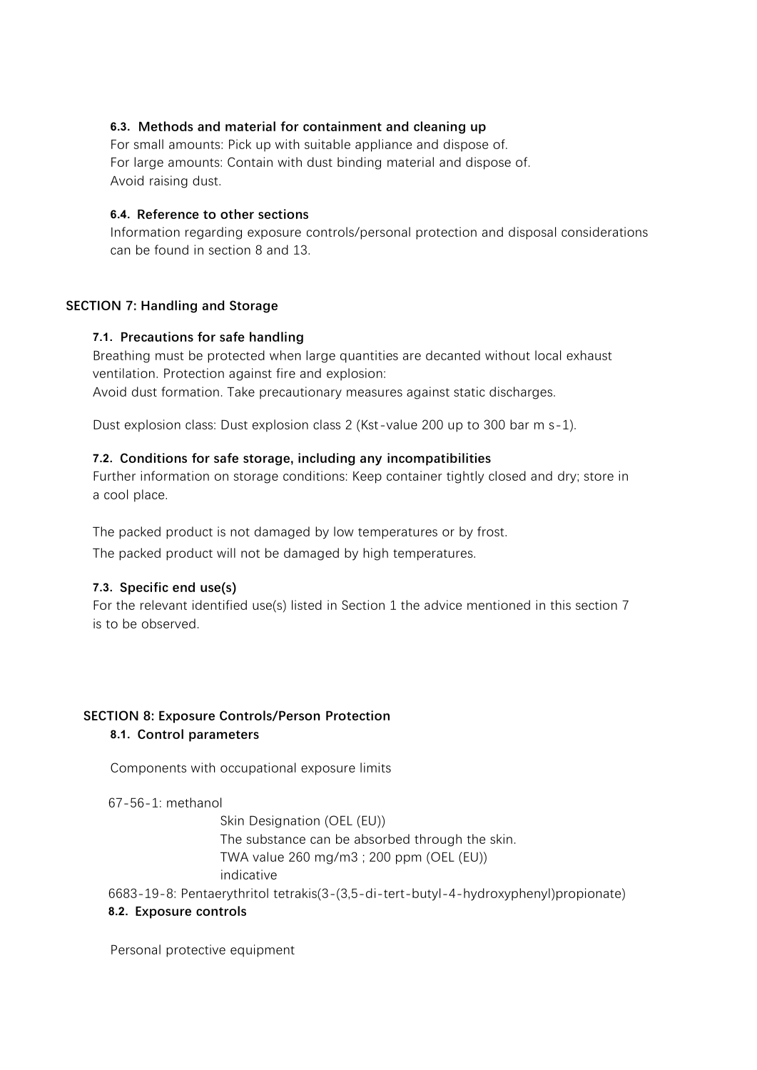### 6.3. Methods and material for containment and cleaning up

For small amounts: Pick up with suitable appliance and dispose of.
For large amounts: Contain with dust binding material and dispose of.
Avoid raising dust.

### 6.4. Reference to other sections

Information regarding exposure controls/personal protection and disposal considerations can be found in section 8 and 13.

## SECTION 7: Handling and Storage

### 7.1. Precautions for safe handling

Breathing must be protected when large quantities are decanted without local exhaust ventilation. Protection against fire and explosion:
Avoid dust formation. Take precautionary measures against static discharges.

Dust explosion class: Dust explosion class 2 (Kst-value 200 up to 300 bar m s-1).

### 7.2. Conditions for safe storage, including any incompatibilities

Further information on storage conditions: Keep container tightly closed and dry; store in a cool place.

The packed product is not damaged by low temperatures or by frost.
The packed product will not be damaged by high temperatures.

### 7.3. Specific end use(s)

For the relevant identified use(s) listed in Section 1 the advice mentioned in this section 7 is to be observed.

## SECTION 8: Exposure Controls/Person Protection

### 8.1. Control parameters

Components with occupational exposure limits

67-56-1: methanol

Skin Designation (OEL (EU))
The substance can be absorbed through the skin.
TWA value 260 mg/m3 ; 200 ppm (OEL (EU))
indicative

6683-19-8: Pentaerythritol tetrakis(3-(3,5-di-tert-butyl-4-hydroxyphenyl)propionate)

### 8.2. Exposure controls

Personal protective equipment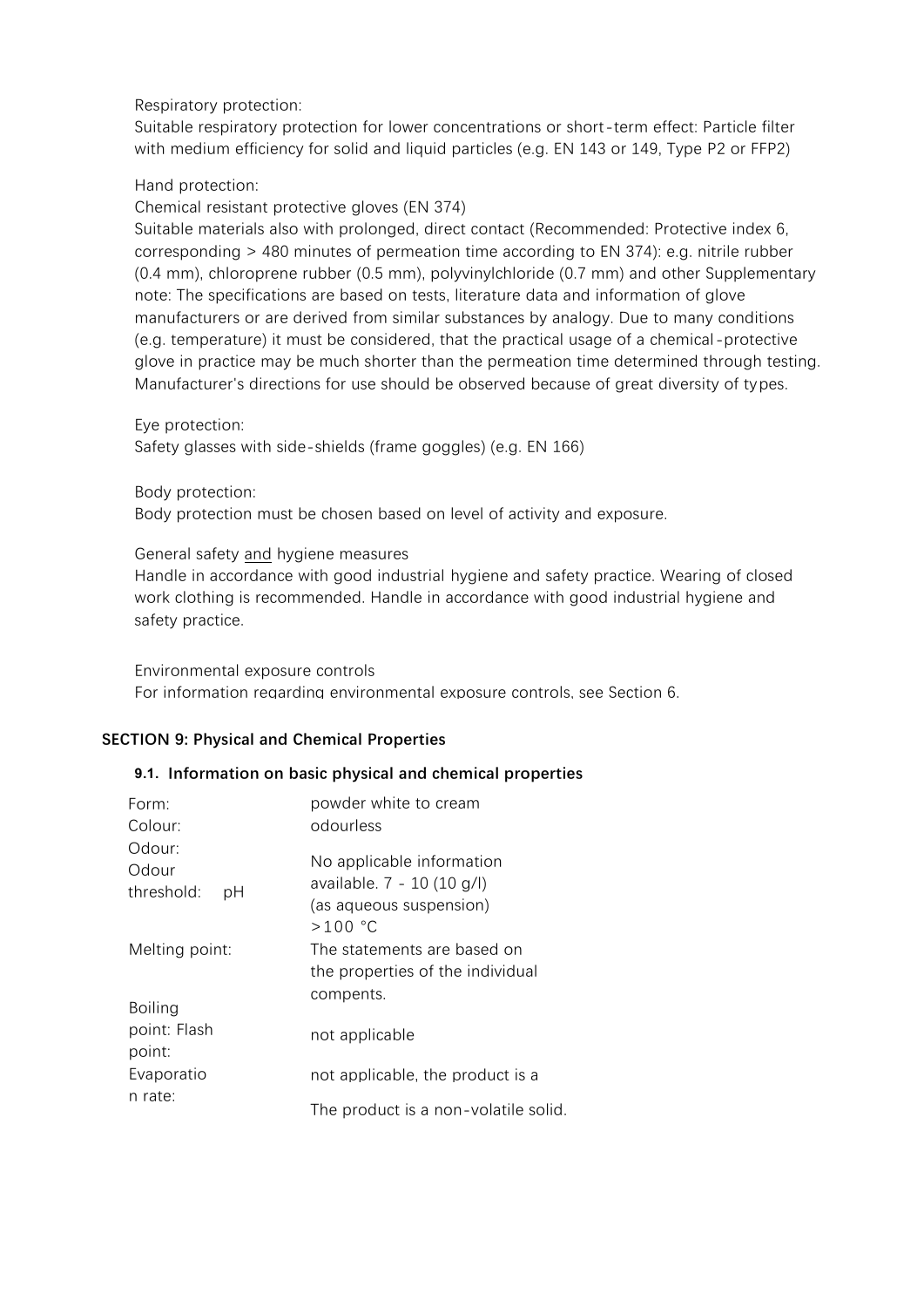Respiratory protection:
Suitable respiratory protection for lower concentrations or short-term effect: Particle filter with medium efficiency for solid and liquid particles (e.g. EN 143 or 149, Type P2 or FFP2)

Hand protection:
Chemical resistant protective gloves (EN 374)
Suitable materials also with prolonged, direct contact (Recommended: Protective index 6, corresponding > 480 minutes of permeation time according to EN 374): e.g. nitrile rubber (0.4 mm), chloroprene rubber (0.5 mm), polyvinylchloride (0.7 mm) and other Supplementary note: The specifications are based on tests, literature data and information of glove manufacturers or are derived from similar substances by analogy. Due to many conditions (e.g. temperature) it must be considered, that the practical usage of a chemical-protective glove in practice may be much shorter than the permeation time determined through testing. Manufacturer's directions for use should be observed because of great diversity of types.

Eye protection:
Safety glasses with side-shields (frame goggles) (e.g. EN 166)

Body protection:
Body protection must be chosen based on level of activity and exposure.

General safety and hygiene measures
Handle in accordance with good industrial hygiene and safety practice. Wearing of closed work clothing is recommended. Handle in accordance with good industrial hygiene and safety practice.

Environmental exposure controls
For information regarding environmental exposure controls, see Section 6.

## SECTION 9: Physical and Chemical Properties

### 9.1. Information on basic physical and chemical properties

Form: powder white to cream
Colour: odourless
Odour:
Odour threshold: No applicable information available.
pH: 7 - 10 (10 g/l) (as aqueous suspension)
Melting point: >100 °C
The statements are based on the properties of the individual compents.
Boiling point: Flash point: not applicable
Evaporation rate: not applicable, the product is a
The product is a non-volatile solid.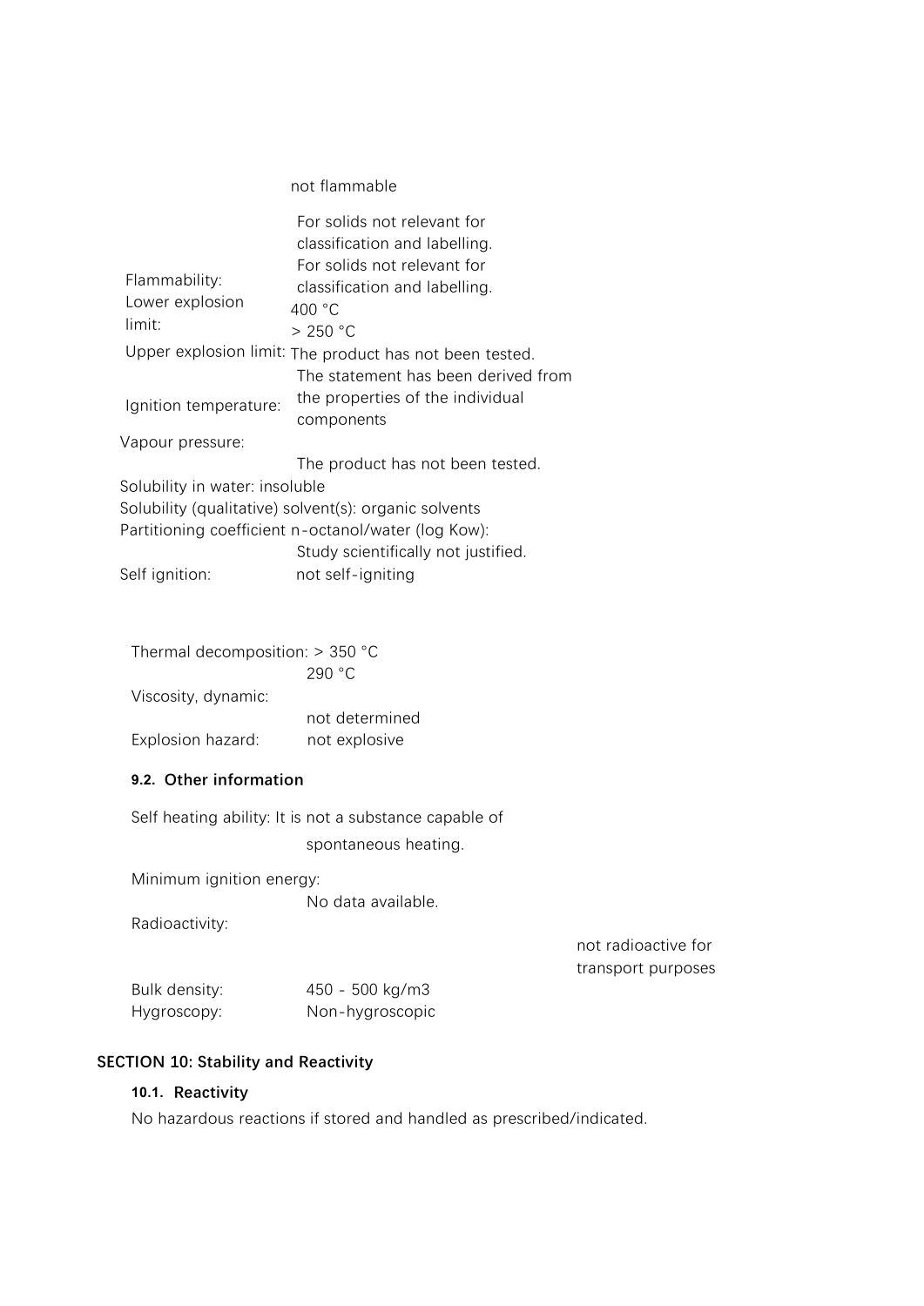not flammable

Flammability:
For solids not relevant for classification and labelling.

Lower explosion limit:
For solids not relevant for classification and labelling.

400 °C

> 250 °C

Upper explosion limit: The product has not been tested.

Ignition temperature:
The statement has been derived from the properties of the individual components

Vapour pressure:

The product has not been tested.

Solubility in water: insoluble

Solubility (qualitative) solvent(s): organic solvents

Partitioning coefficient n-octanol/water (log Kow):

Study scientifically not justified.

Self ignition: not self-igniting

Thermal decomposition: > 350 °C

290 °C

Viscosity, dynamic:

not determined

Explosion hazard: not explosive

### 9.2. Other information

Self heating ability: It is not a substance capable of spontaneous heating.

Minimum ignition energy:

No data available.

Radioactivity:

not radioactive for transport purposes

Bulk density: 450 - 500 kg/m3

Hygroscopy: Non-hygroscopic

## SECTION 10: Stability and Reactivity

### 10.1. Reactivity

No hazardous reactions if stored and handled as prescribed/indicated.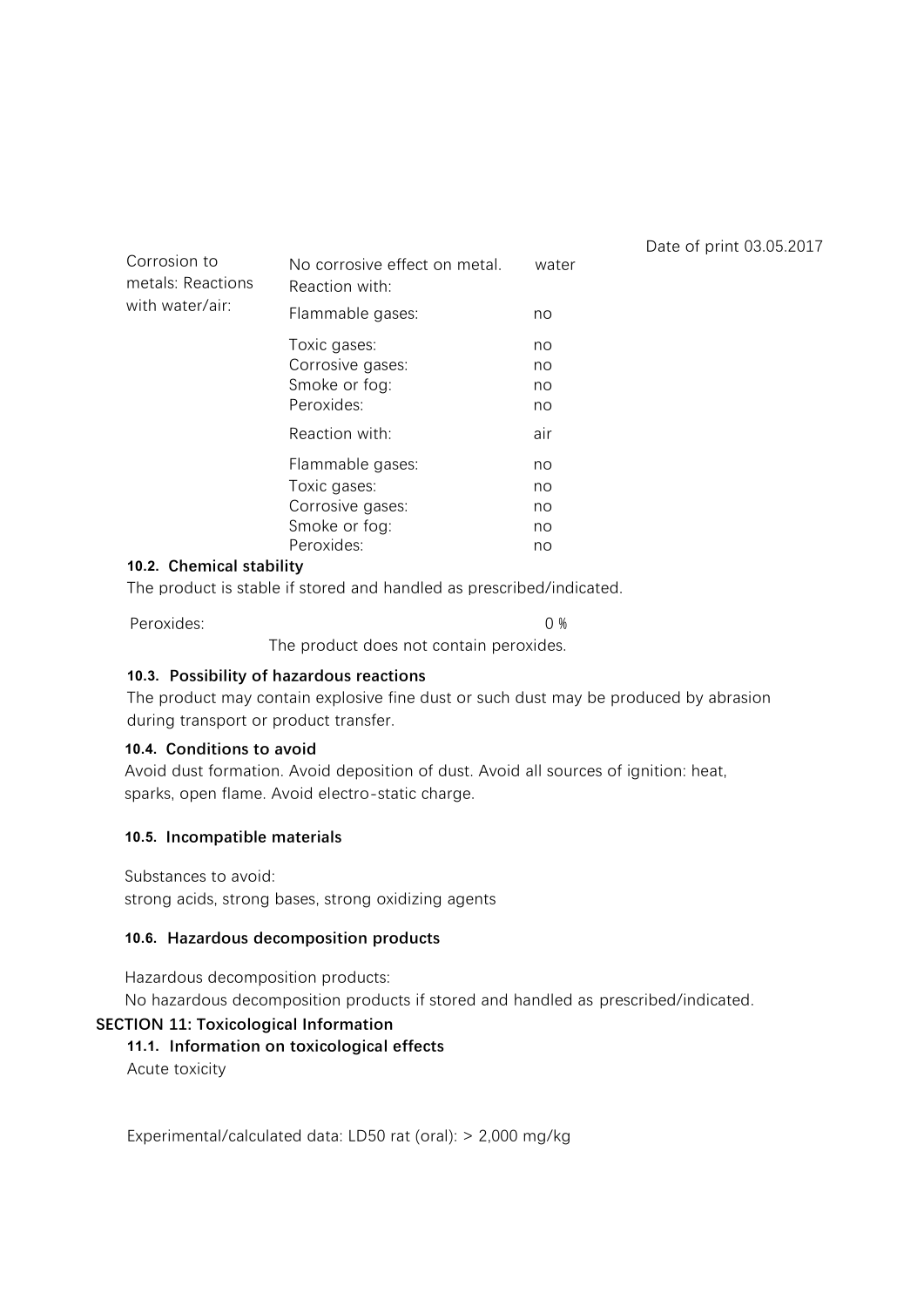Date of print 03.05.2017

| Corrosion to metals: Reactions with water/air: | No corrosive effect on metal. | water |
|---|---|---|
| | Reaction with: | |
| | Flammable gases: | no |
| | Toxic gases: | no |
| | Corrosive gases: | no |
| | Smoke or fog: | no |
| | Peroxides: | no |
| | Reaction with: | air |
| | Flammable gases: | no |
| | Toxic gases: | no |
| | Corrosive gases: | no |
| | Smoke or fog: | no |
| | Peroxides: | no |

### 10.2. Chemical stability

The product is stable if stored and handled as prescribed/indicated.

Peroxides: 0 %

The product does not contain peroxides.

### 10.3. Possibility of hazardous reactions

The product may contain explosive fine dust or such dust may be produced by abrasion during transport or product transfer.

### 10.4. Conditions to avoid

Avoid dust formation. Avoid deposition of dust. Avoid all sources of ignition: heat, sparks, open flame. Avoid electro-static charge.

### 10.5. Incompatible materials

Substances to avoid:
strong acids, strong bases, strong oxidizing agents

### 10.6. Hazardous decomposition products

Hazardous decomposition products:
No hazardous decomposition products if stored and handled as prescribed/indicated.

## SECTION 11: Toxicological Information

### 11.1. Information on toxicological effects

Acute toxicity

Experimental/calculated data: LD50 rat (oral): > 2,000 mg/kg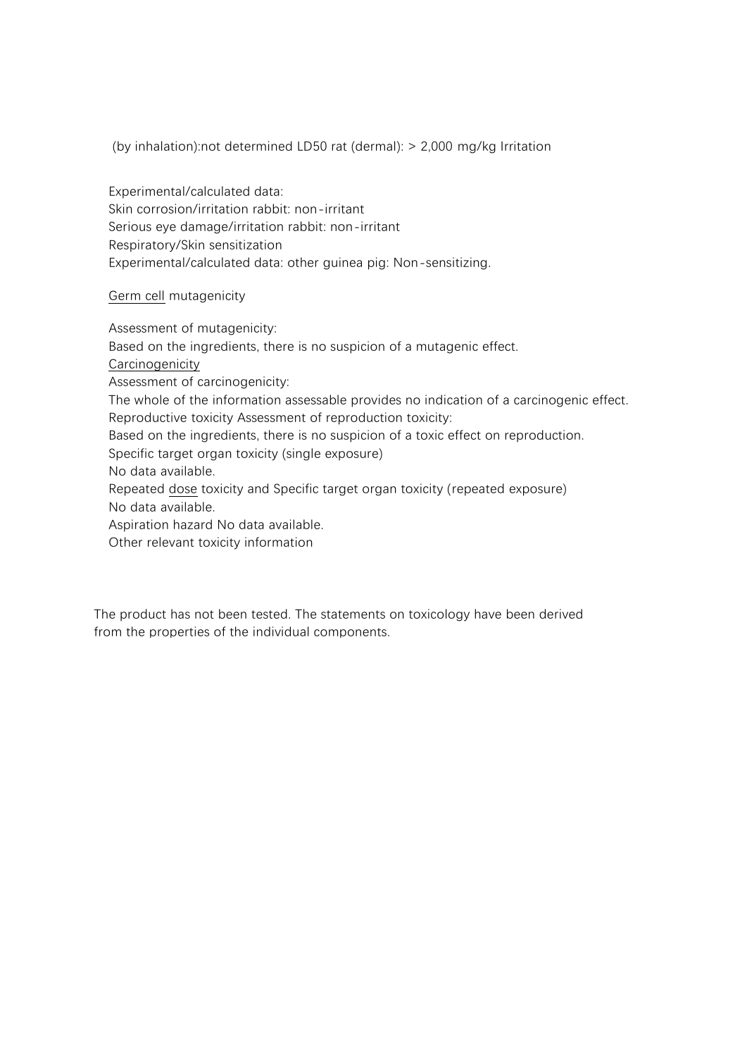(by inhalation):not determined LD50 rat (dermal): > 2,000 mg/kg Irritation

Experimental/calculated data:
Skin corrosion/irritation rabbit: non-irritant
Serious eye damage/irritation rabbit: non-irritant
Respiratory/Skin sensitization
Experimental/calculated data: other guinea pig: Non-sensitizing.

Germ cell mutagenicity

Assessment of mutagenicity:
Based on the ingredients, there is no suspicion of a mutagenic effect.
Carcinogenicity
Assessment of carcinogenicity:
The whole of the information assessable provides no indication of a carcinogenic effect.
Reproductive toxicity Assessment of reproduction toxicity:
Based on the ingredients, there is no suspicion of a toxic effect on reproduction.
Specific target organ toxicity (single exposure)
No data available.
Repeated dose toxicity and Specific target organ toxicity (repeated exposure)
No data available.
Aspiration hazard No data available.
Other relevant toxicity information

The product has not been tested. The statements on toxicology have been derived from the properties of the individual components.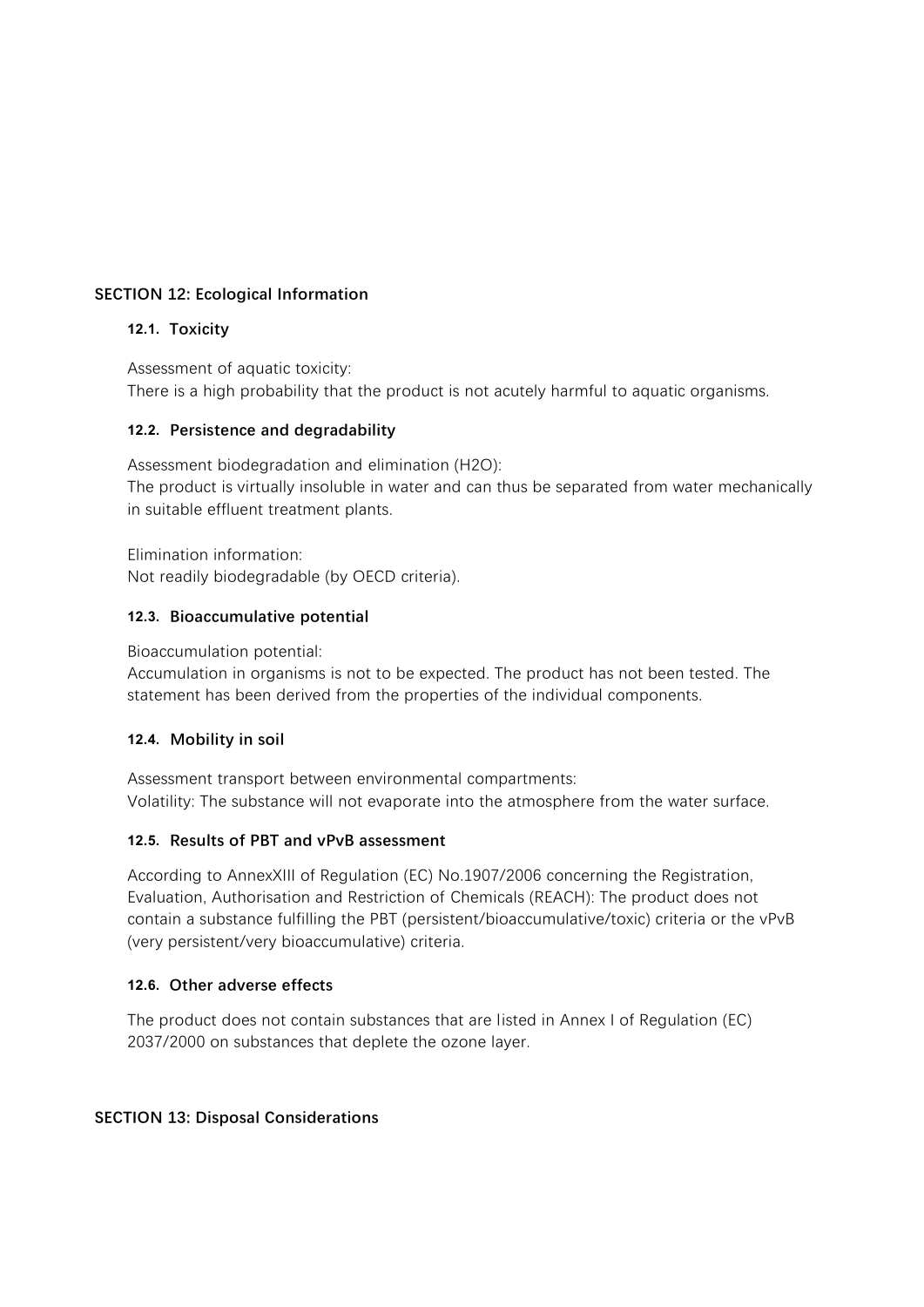## SECTION 12: Ecological Information

### 12.1. Toxicity

Assessment of aquatic toxicity:
There is a high probability that the product is not acutely harmful to aquatic organisms.

### 12.2. Persistence and degradability

Assessment biodegradation and elimination ($H_2O$):
The product is virtually insoluble in water and can thus be separated from water mechanically in suitable effluent treatment plants.

Elimination information:
Not readily biodegradable (by OECD criteria).

### 12.3. Bioaccumulative potential

Bioaccumulation potential:
Accumulation in organisms is not to be expected. The product has not been tested. The statement has been derived from the properties of the individual components.

### 12.4. Mobility in soil

Assessment transport between environmental compartments:
Volatility: The substance will not evaporate into the atmosphere from the water surface.

### 12.5. Results of PBT and vPvB assessment

According to AnnexXIII of Regulation (EC) No.1907/2006 concerning the Registration, Evaluation, Authorisation and Restriction of Chemicals (REACH): The product does not contain a substance fulfilling the PBT (persistent/bioaccumulative/toxic) criteria or the vPvB (very persistent/very bioaccumulative) criteria.

### 12.6. Other adverse effects

The product does not contain substances that are listed in Annex I of Regulation (EC) 2037/2000 on substances that deplete the ozone layer.

## SECTION 13: Disposal Considerations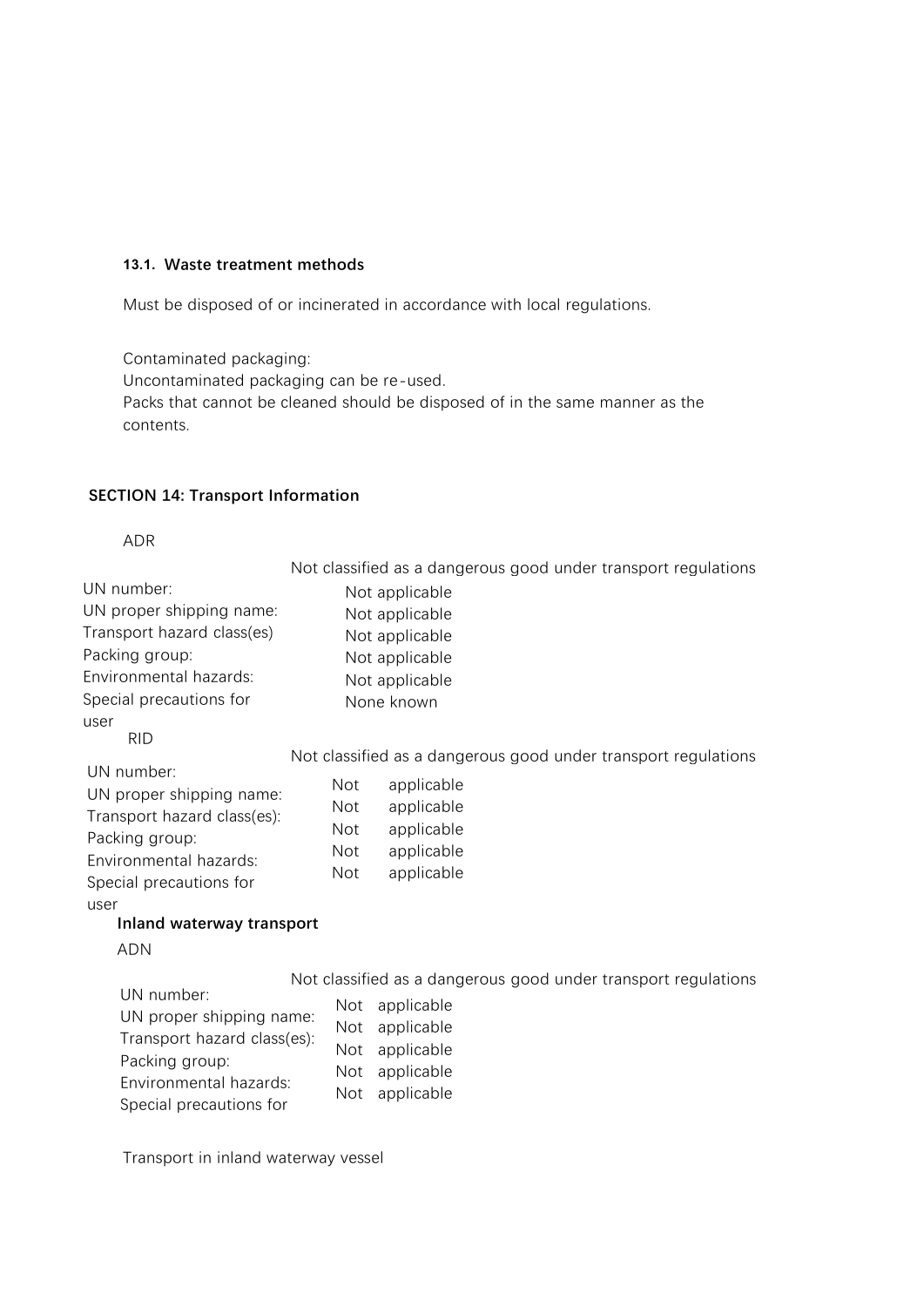### 13.1. Waste treatment methods

Must be disposed of or incinerated in accordance with local regulations.

Contaminated packaging:
Uncontaminated packaging can be re-used.
Packs that cannot be cleaned should be disposed of in the same manner as the contents.

## SECTION 14: Transport Information

ADR

Not classified as a dangerous good under transport regulations

| | |
|---|---|
| UN number: | Not applicable |
| UN proper shipping name: | Not applicable |
| Transport hazard class(es) | Not applicable |
| Packing group: | Not applicable |
| Environmental hazards: | Not applicable |
| Special precautions for user | None known |

RID

Not classified as a dangerous good under transport regulations

| | |
|---|---|
| UN number: | Not applicable |
| UN proper shipping name: | Not applicable |
| Transport hazard class(es): | Not applicable |
| Packing group: | Not applicable |
| Environmental hazards: | Not applicable |
| Special precautions for user | |

**Inland waterway transport**

ADN

Not classified as a dangerous good under transport regulations

| | |
|---|---|
| UN number: | Not applicable |
| UN proper shipping name: | Not applicable |
| Transport hazard class(es): | Not applicable |
| Packing group: | Not applicable |
| Environmental hazards: | Not applicable |
| Special precautions for | |

Transport in inland waterway vessel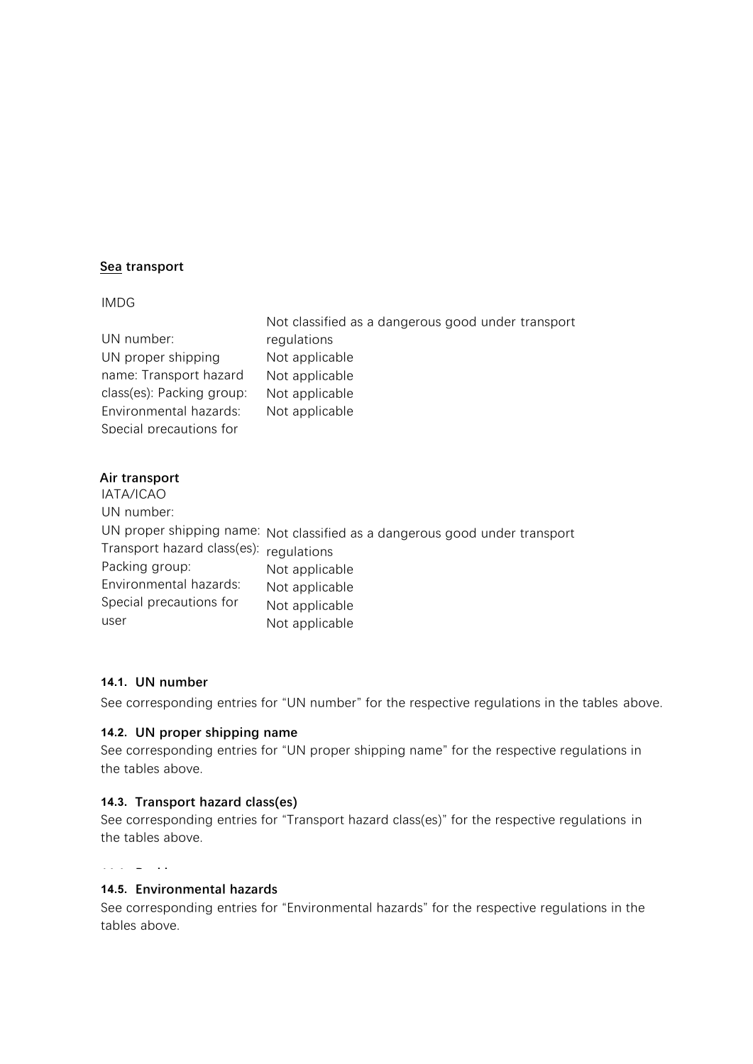**Sea transport**

IMDG

| | |
|---|---|
| UN number: | Not classified as a dangerous good under transport regulations |
| UN proper shipping name: | Not applicable |
| Transport hazard class(es): | Not applicable |
| Packing group: | Not applicable |
| Environmental hazards: | Not applicable |
| Special precautions for | |

**Air transport**

IATA/ICAO

| | |
|---|---|
| UN number: | |
| UN proper shipping name: | Not classified as a dangerous good under transport regulations |
| Transport hazard class(es): | Not applicable |
| Packing group: | Not applicable |
| Environmental hazards: | Not applicable |
| Special precautions for user | Not applicable |

#### 14.1. UN number

See corresponding entries for "UN number" for the respective regulations in the tables above.

#### 14.2. UN proper shipping name

See corresponding entries for "UN proper shipping name" for the respective regulations in the tables above.

#### 14.3. Transport hazard class(es)

See corresponding entries for "Transport hazard class(es)" for the respective regulations in the tables above.

#### 14.5. Environmental hazards

See corresponding entries for "Environmental hazards" for the respective regulations in the tables above.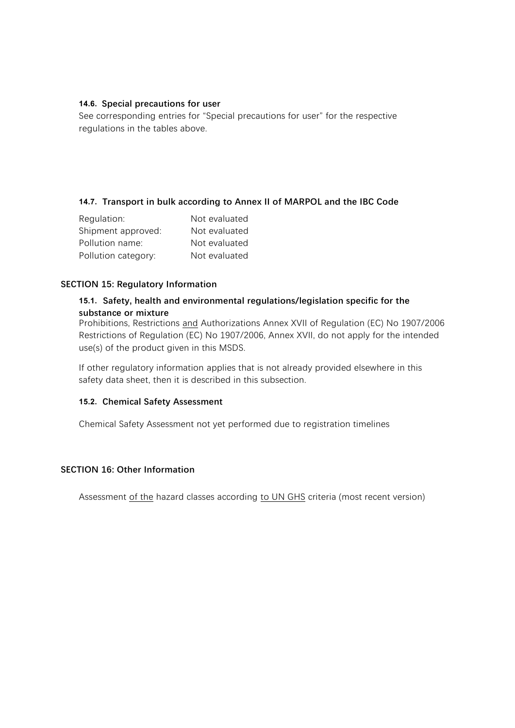#### 14.6. Special precautions for user

See corresponding entries for "Special precautions for user" for the respective regulations in the tables above.

#### 14.7. Transport in bulk according to Annex II of MARPOL and the IBC Code

| | |
|---|---|
| Regulation: | Not evaluated |
| Shipment approved: | Not evaluated |
| Pollution name: | Not evaluated |
| Pollution category: | Not evaluated |

### SECTION 15: Regulatory Information

#### 15.1. Safety, health and environmental regulations/legislation specific for the substance or mixture

Prohibitions, Restrictions and Authorizations Annex XVII of Regulation (EC) No 1907/2006 Restrictions of Regulation (EC) No 1907/2006, Annex XVII, do not apply for the intended use(s) of the product given in this MSDS.

If other regulatory information applies that is not already provided elsewhere in this safety data sheet, then it is described in this subsection.

#### 15.2. Chemical Safety Assessment

Chemical Safety Assessment not yet performed due to registration timelines

### SECTION 16: Other Information

Assessment of the hazard classes according to UN GHS criteria (most recent version)